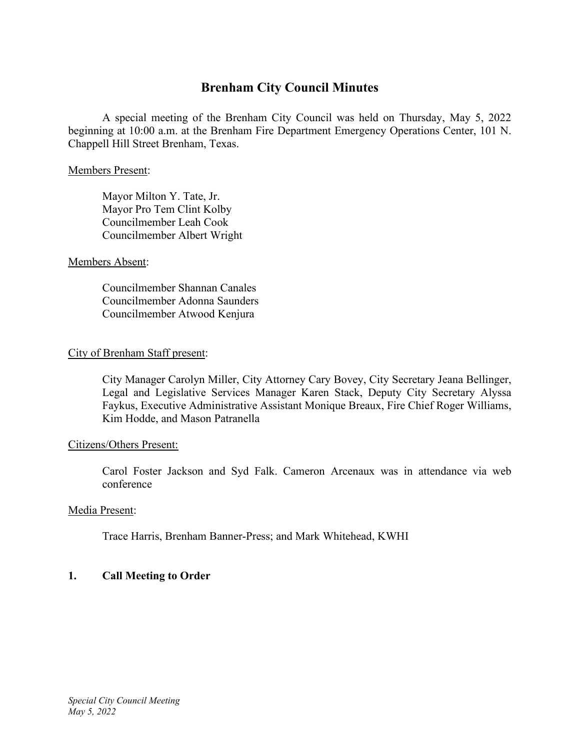# Brenham City Council Minutes

A special meeting of the Brenham City Council was held on Thursday, May 5, 2022 beginning at 10:00 a.m. at the Brenham Fire Department Emergency Operations Center, 101 N. Chappell Hill Street Brenham, Texas.

Members Present:

Mayor Milton Y. Tate, Jr.
Mayor Pro Tem Clint Kolby
Councilmember Leah Cook
Councilmember Albert Wright

Members Absent:

Councilmember Shannan Canales
Councilmember Adonna Saunders
Councilmember Atwood Kenjura

City of Brenham Staff present:

City Manager Carolyn Miller, City Attorney Cary Bovey, City Secretary Jeana Bellinger, Legal and Legislative Services Manager Karen Stack, Deputy City Secretary Alyssa Faykus, Executive Administrative Assistant Monique Breaux, Fire Chief Roger Williams, Kim Hodde, and Mason Patranella

Citizens/Others Present:

Carol Foster Jackson and Syd Falk. Cameron Arcenaux was in attendance via web conference

Media Present:

Trace Harris, Brenham Banner-Press; and Mark Whitehead, KWHI

**1. Call Meeting to Order**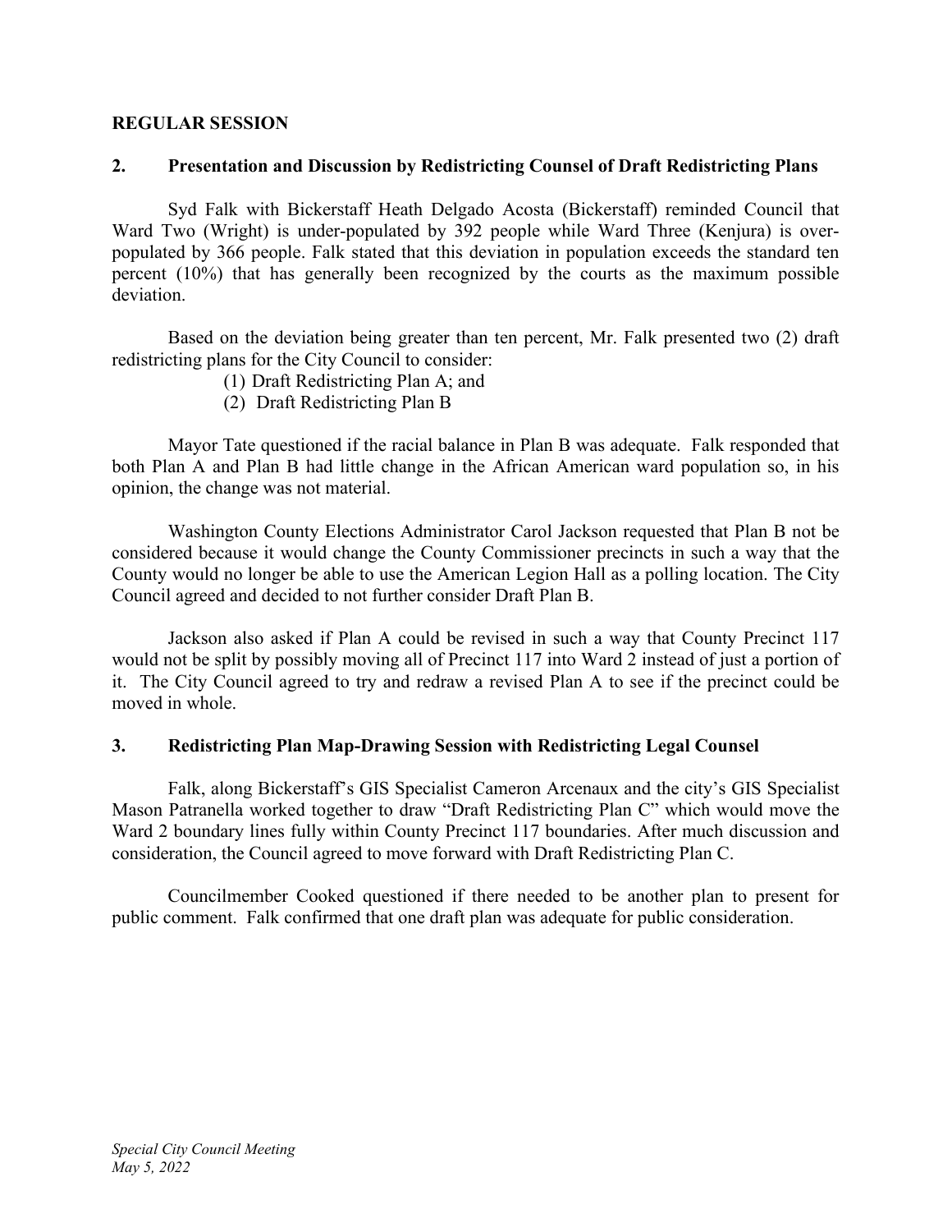**REGULAR SESSION**

**2. Presentation and Discussion by Redistricting Counsel of Draft Redistricting Plans**

Syd Falk with Bickerstaff Heath Delgado Acosta (Bickerstaff) reminded Council that Ward Two (Wright) is under-populated by 392 people while Ward Three (Kenjura) is over-populated by 366 people. Falk stated that this deviation in population exceeds the standard ten percent (10%) that has generally been recognized by the courts as the maximum possible deviation.

Based on the deviation being greater than ten percent, Mr. Falk presented two (2) draft redistricting plans for the City Council to consider:

(1) Draft Redistricting Plan A; and
(2) Draft Redistricting Plan B

Mayor Tate questioned if the racial balance in Plan B was adequate. Falk responded that both Plan A and Plan B had little change in the African American ward population so, in his opinion, the change was not material.

Washington County Elections Administrator Carol Jackson requested that Plan B not be considered because it would change the County Commissioner precincts in such a way that the County would no longer be able to use the American Legion Hall as a polling location. The City Council agreed and decided to not further consider Draft Plan B.

Jackson also asked if Plan A could be revised in such a way that County Precinct 117 would not be split by possibly moving all of Precinct 117 into Ward 2 instead of just a portion of it. The City Council agreed to try and redraw a revised Plan A to see if the precinct could be moved in whole.

**3. Redistricting Plan Map-Drawing Session with Redistricting Legal Counsel**

Falk, along Bickerstaff's GIS Specialist Cameron Arcenaux and the city's GIS Specialist Mason Patranella worked together to draw "Draft Redistricting Plan C" which would move the Ward 2 boundary lines fully within County Precinct 117 boundaries. After much discussion and consideration, the Council agreed to move forward with Draft Redistricting Plan C.

Councilmember Cooked questioned if there needed to be another plan to present for public comment. Falk confirmed that one draft plan was adequate for public consideration.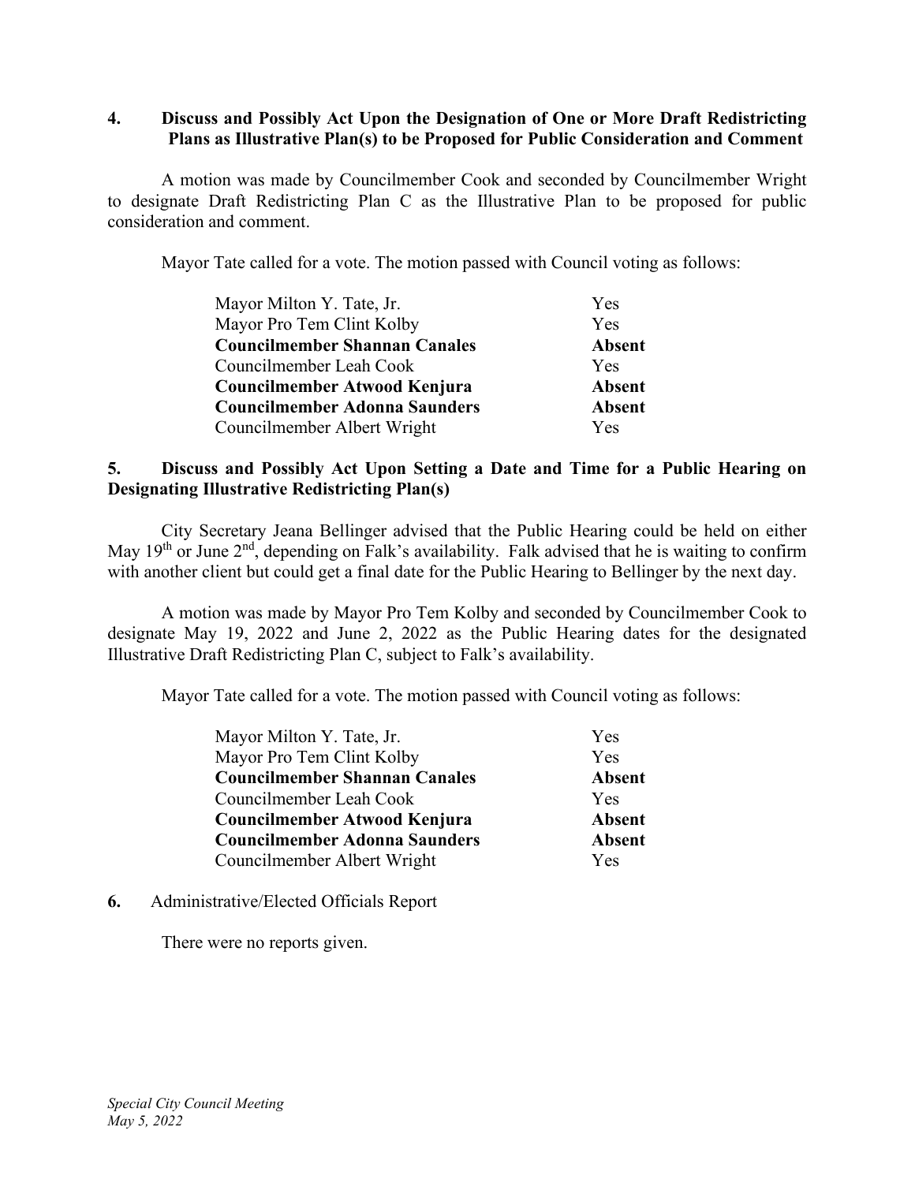**4. Discuss and Possibly Act Upon the Designation of One or More Draft Redistricting Plans as Illustrative Plan(s) to be Proposed for Public Consideration and Comment**

A motion was made by Councilmember Cook and seconded by Councilmember Wright to designate Draft Redistricting Plan C as the Illustrative Plan to be proposed for public consideration and comment.

Mayor Tate called for a vote. The motion passed with Council voting as follows:

| | |
|---|---|
| Mayor Milton Y. Tate, Jr. | Yes |
| Mayor Pro Tem Clint Kolby | Yes |
| **Councilmember Shannan Canales** | **Absent** |
| Councilmember Leah Cook | Yes |
| **Councilmember Atwood Kenjura** | **Absent** |
| **Councilmember Adonna Saunders** | **Absent** |
| Councilmember Albert Wright | Yes |

**5. Discuss and Possibly Act Upon Setting a Date and Time for a Public Hearing on Designating Illustrative Redistricting Plan(s)**

City Secretary Jeana Bellinger advised that the Public Hearing could be held on either May 19th or June 2nd, depending on Falk's availability. Falk advised that he is waiting to confirm with another client but could get a final date for the Public Hearing to Bellinger by the next day.

A motion was made by Mayor Pro Tem Kolby and seconded by Councilmember Cook to designate May 19, 2022 and June 2, 2022 as the Public Hearing dates for the designated Illustrative Draft Redistricting Plan C, subject to Falk's availability.

Mayor Tate called for a vote. The motion passed with Council voting as follows:

| | |
|---|---|
| Mayor Milton Y. Tate, Jr. | Yes |
| Mayor Pro Tem Clint Kolby | Yes |
| **Councilmember Shannan Canales** | **Absent** |
| Councilmember Leah Cook | Yes |
| **Councilmember Atwood Kenjura** | **Absent** |
| **Councilmember Adonna Saunders** | **Absent** |
| Councilmember Albert Wright | Yes |

**6.** Administrative/Elected Officials Report

There were no reports given.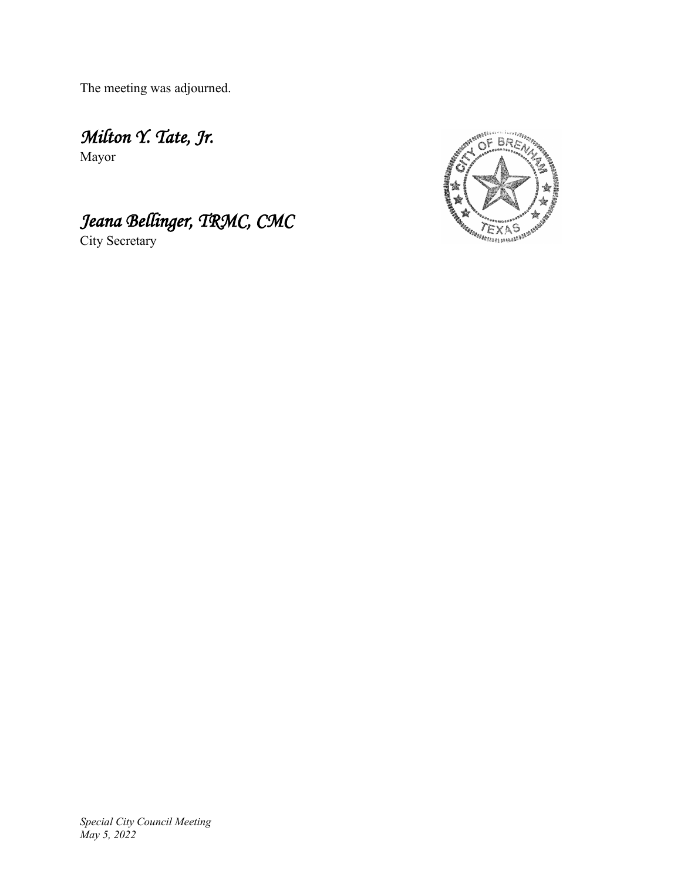The meeting was adjourned.

*Milton Y. Tate, Jr.*
Mayor

*Jeana Bellinger, TRMC, CMC*
City Secretary